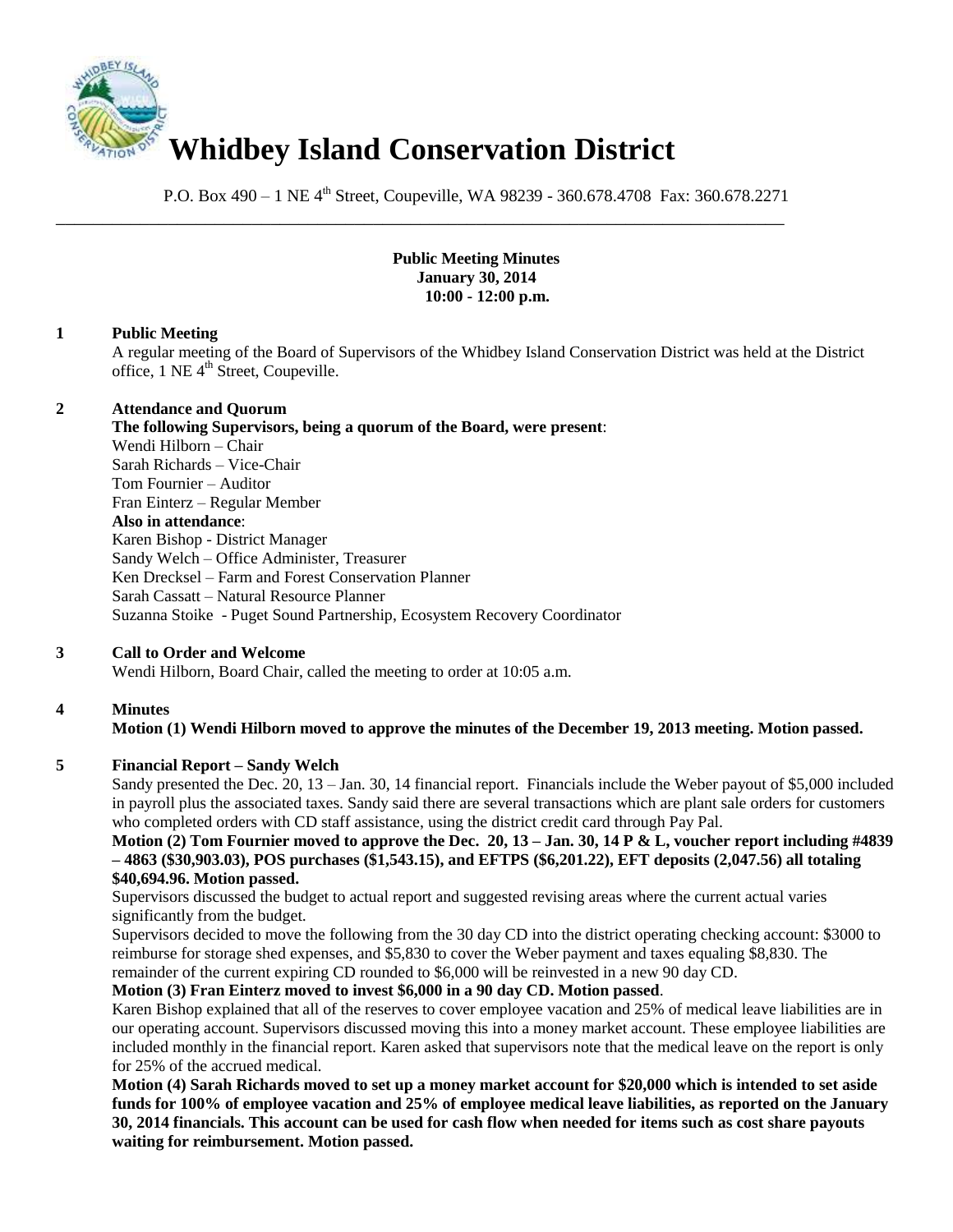# Whidbey Island Conservation District

P.O. Box 490 – 1 NE 4th Street, Coupeville, WA 98239 - 360.678.4708 Fax: 360.678.2271

---

**Public Meeting Minutes**
**January 30, 2014**
**10:00 - 12:00 p.m.**

## 1 Public Meeting

A regular meeting of the Board of Supervisors of the Whidbey Island Conservation District was held at the District office, 1 NE 4th Street, Coupeville.

## 2 Attendance and Quorum

**The following Supervisors, being a quorum of the Board, were present**:

Wendi Hilborn – Chair
Sarah Richards – Vice-Chair
Tom Fournier – Auditor
Fran Einterz – Regular Member

**Also in attendance**:

Karen Bishop - District Manager
Sandy Welch – Office Administer, Treasurer
Ken Drecksel – Farm and Forest Conservation Planner
Sarah Cassatt – Natural Resource Planner
Suzanna Stoike - Puget Sound Partnership, Ecosystem Recovery Coordinator

## 3 Call to Order and Welcome

Wendi Hilborn, Board Chair, called the meeting to order at 10:05 a.m.

## 4 Minutes

**Motion (1) Wendi Hilborn moved to approve the minutes of the December 19, 2013 meeting. Motion passed.**

## 5 Financial Report – Sandy Welch

Sandy presented the Dec. 20, 13 – Jan. 30, 14 financial report. Financials include the Weber payout of $5,000 included in payroll plus the associated taxes. Sandy said there are several transactions which are plant sale orders for customers who completed orders with CD staff assistance, using the district credit card through Pay Pal.

**Motion (2) Tom Fournier moved to approve the Dec. 20, 13 – Jan. 30, 14 P & L, voucher report including #4839 – 4863 ($30,903.03), POS purchases ($1,543.15), and EFTPS ($6,201.22), EFT deposits (2,047.56) all totaling $40,694.96. Motion passed.**

Supervisors discussed the budget to actual report and suggested revising areas where the current actual varies significantly from the budget.

Supervisors decided to move the following from the 30 day CD into the district operating checking account: $3000 to reimburse for storage shed expenses, and $5,830 to cover the Weber payment and taxes equaling $8,830. The remainder of the current expiring CD rounded to $6,000 will be reinvested in a new 90 day CD.

**Motion (3) Fran Einterz moved to invest $6,000 in a 90 day CD. Motion passed**.

Karen Bishop explained that all of the reserves to cover employee vacation and 25% of medical leave liabilities are in our operating account. Supervisors discussed moving this into a money market account. These employee liabilities are included monthly in the financial report. Karen asked that supervisors note that the medical leave on the report is only for 25% of the accrued medical.

**Motion (4) Sarah Richards moved to set up a money market account for $20,000 which is intended to set aside funds for 100% of employee vacation and 25% of employee medical leave liabilities, as reported on the January 30, 2014 financials. This account can be used for cash flow when needed for items such as cost share payouts waiting for reimbursement. Motion passed.**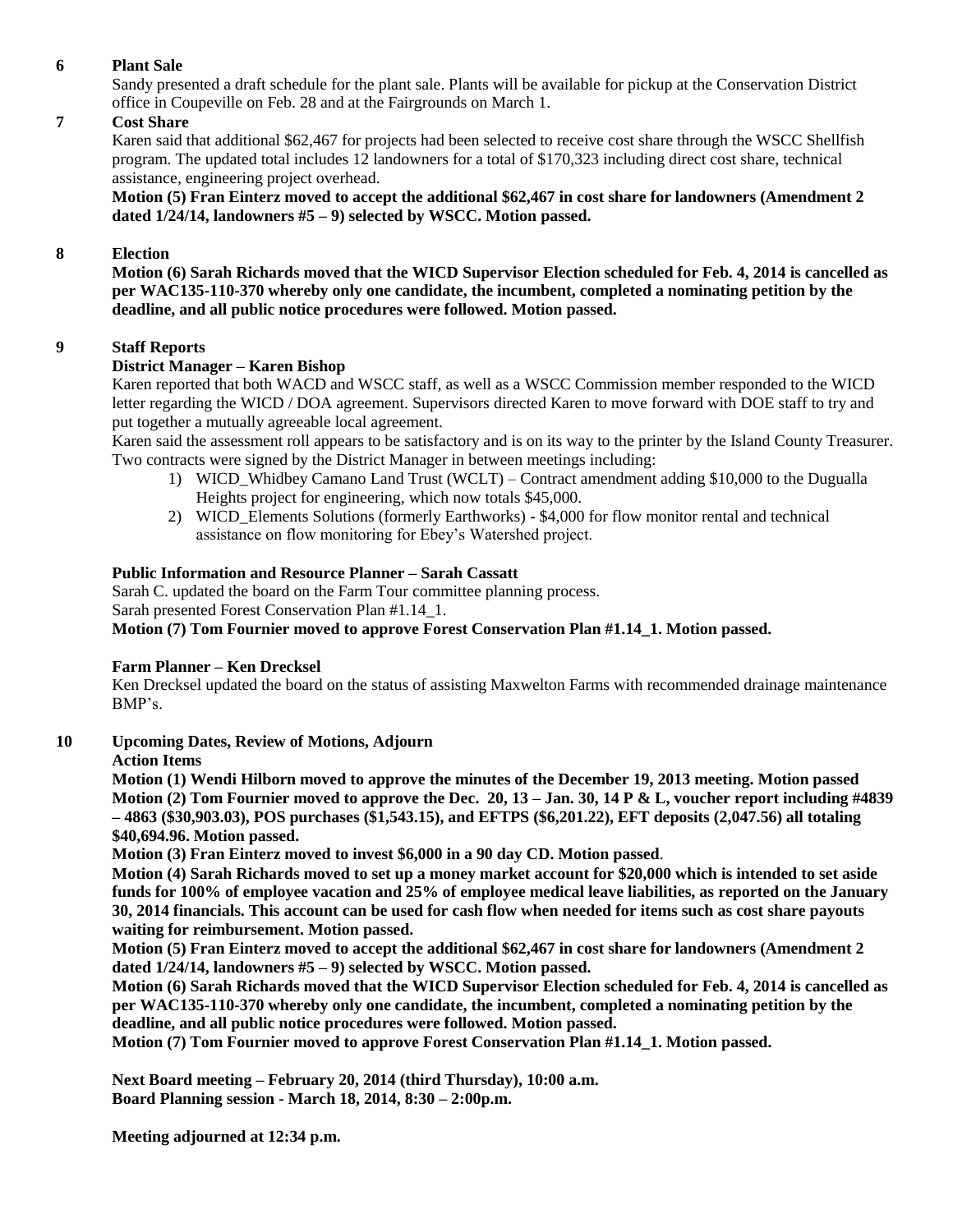**6 Plant Sale**

Sandy presented a draft schedule for the plant sale. Plants will be available for pickup at the Conservation District office in Coupeville on Feb. 28 and at the Fairgrounds on March 1.

**7 Cost Share**

Karen said that additional $62,467 for projects had been selected to receive cost share through the WSCC Shellfish program. The updated total includes 12 landowners for a total of $170,323 including direct cost share, technical assistance, engineering project overhead.

**Motion (5) Fran Einterz moved to accept the additional $62,467 in cost share for landowners (Amendment 2 dated 1/24/14, landowners #5 – 9) selected by WSCC. Motion passed.**

**8 Election**

**Motion (6) Sarah Richards moved that the WICD Supervisor Election scheduled for Feb. 4, 2014 is cancelled as per WAC135-110-370 whereby only one candidate, the incumbent, completed a nominating petition by the deadline, and all public notice procedures were followed. Motion passed.**

**9 Staff Reports**

**District Manager – Karen Bishop**

Karen reported that both WACD and WSCC staff, as well as a WSCC Commission member responded to the WICD letter regarding the WICD / DOA agreement. Supervisors directed Karen to move forward with DOE staff to try and put together a mutually agreeable local agreement.

Karen said the assessment roll appears to be satisfactory and is on its way to the printer by the Island County Treasurer. Two contracts were signed by the District Manager in between meetings including:

1) WICD_Whidbey Camano Land Trust (WCLT) – Contract amendment adding $10,000 to the Dugualla Heights project for engineering, which now totals $45,000.
2) WICD_Elements Solutions (formerly Earthworks) - $4,000 for flow monitor rental and technical assistance on flow monitoring for Ebey's Watershed project.

**Public Information and Resource Planner – Sarah Cassatt**

Sarah C. updated the board on the Farm Tour committee planning process.
Sarah presented Forest Conservation Plan #1.14_1.

**Motion (7) Tom Fournier moved to approve Forest Conservation Plan #1.14_1. Motion passed.**

**Farm Planner – Ken Drecksel**

Ken Drecksel updated the board on the status of assisting Maxwelton Farms with recommended drainage maintenance BMP's.

**10 Upcoming Dates, Review of Motions, Adjourn**

**Action Items**

**Motion (1) Wendi Hilborn moved to approve the minutes of the December 19, 2013 meeting. Motion passed**
**Motion (2) Tom Fournier moved to approve the Dec. 20, 13 – Jan. 30, 14 P & L, voucher report including #4839 – 4863 ($30,903.03), POS purchases ($1,543.15), and EFTPS ($6,201.22), EFT deposits (2,047.56) all totaling $40,694.96. Motion passed.**
**Motion (3) Fran Einterz moved to invest $6,000 in a 90 day CD. Motion passed**.
**Motion (4) Sarah Richards moved to set up a money market account for $20,000 which is intended to set aside funds for 100% of employee vacation and 25% of employee medical leave liabilities, as reported on the January 30, 2014 financials. This account can be used for cash flow when needed for items such as cost share payouts waiting for reimbursement. Motion passed.**
**Motion (5) Fran Einterz moved to accept the additional $62,467 in cost share for landowners (Amendment 2 dated 1/24/14, landowners #5 – 9) selected by WSCC. Motion passed.**
**Motion (6) Sarah Richards moved that the WICD Supervisor Election scheduled for Feb. 4, 2014 is cancelled as per WAC135-110-370 whereby only one candidate, the incumbent, completed a nominating petition by the deadline, and all public notice procedures were followed. Motion passed.**
**Motion (7) Tom Fournier moved to approve Forest Conservation Plan #1.14_1. Motion passed.**

**Next Board meeting – February 20, 2014 (third Thursday), 10:00 a.m.**
**Board Planning session - March 18, 2014, 8:30 – 2:00p.m.**

**Meeting adjourned at 12:34 p.m.**